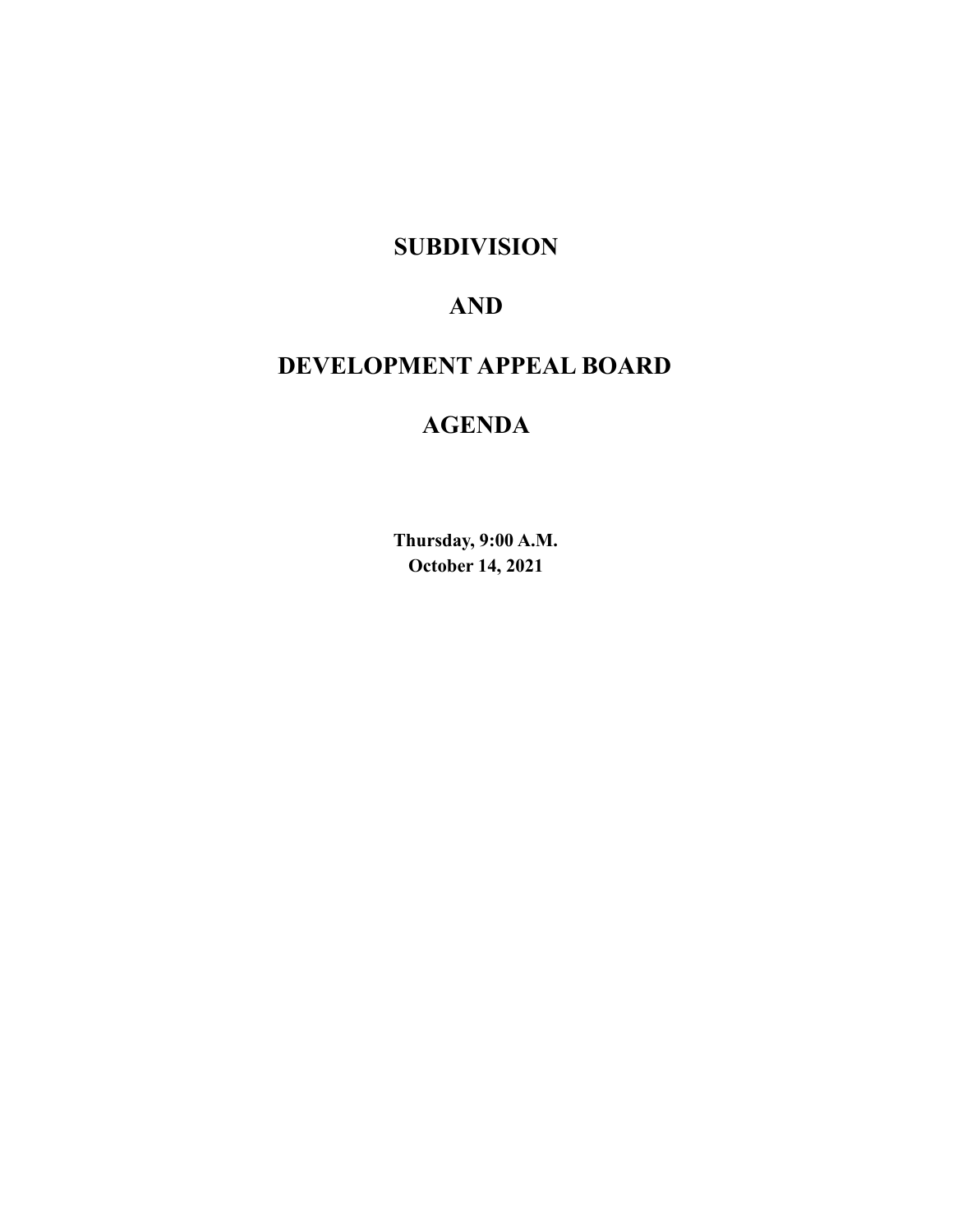# SUBDIVISION

# AND

# DEVELOPMENT APPEAL BOARD

# AGENDA

**Thursday, 9:00 A.M.**
**October 14, 2021**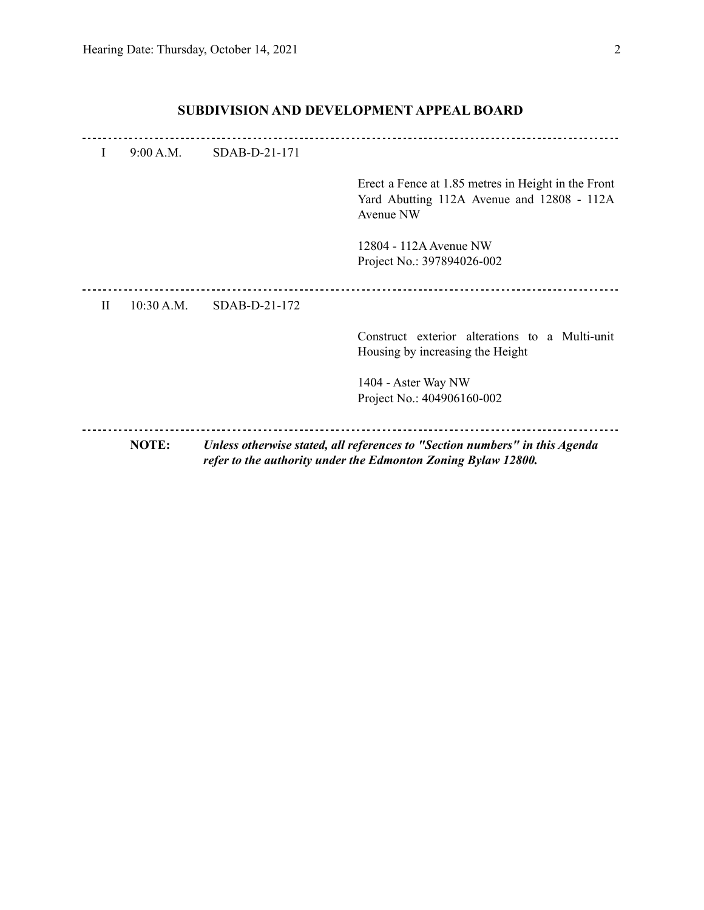## SUBDIVISION AND DEVELOPMENT APPEAL BOARD

---

I 9:00 A.M. SDAB-D-21-171

Erect a Fence at 1.85 metres in Height in the Front Yard Abutting 112A Avenue and 12808 - 112A Avenue NW

12804 - 112A Avenue NW
Project No.: 397894026-002

---

II 10:30 A.M. SDAB-D-21-172

Construct exterior alterations to a Multi-unit Housing by increasing the Height

1404 - Aster Way NW
Project No.: 404906160-002

---

**NOTE:** ***Unless otherwise stated, all references to "Section numbers" in this Agenda refer to the authority under the Edmonton Zoning Bylaw 12800.***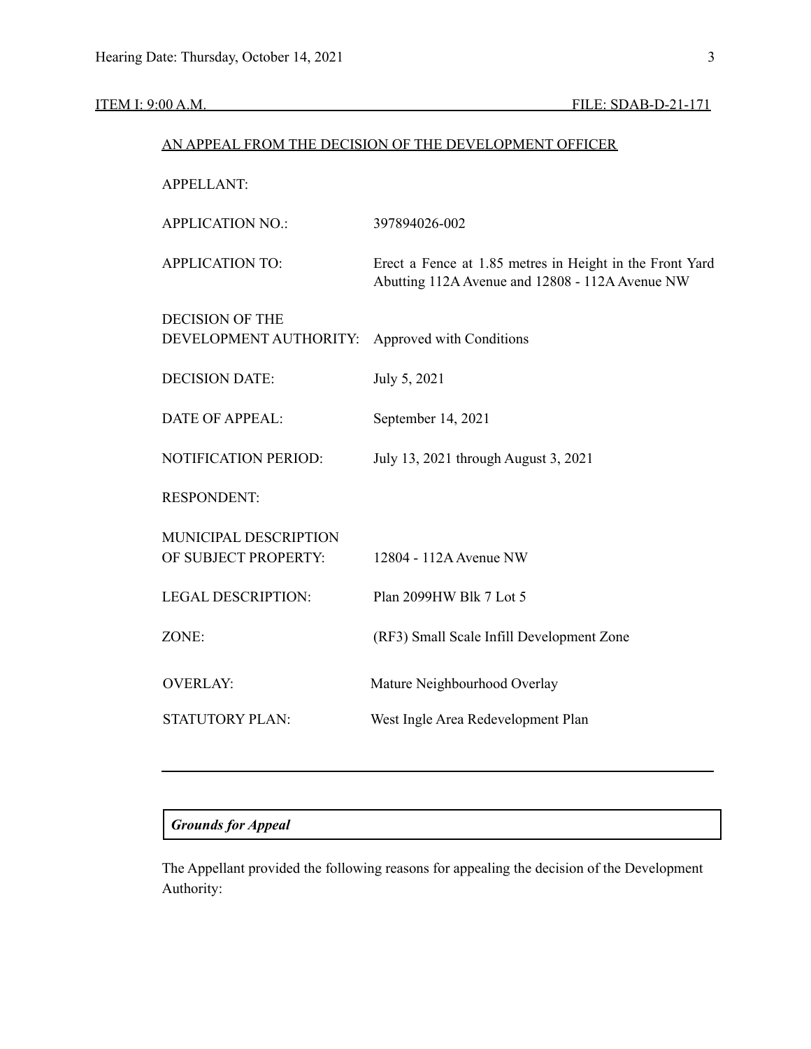ITEM I: 9:00 A.M. FILE: SDAB-D-21-171

AN APPEAL FROM THE DECISION OF THE DEVELOPMENT OFFICER

| | |
|---|---|
| APPELLANT: | |
| APPLICATION NO.: | 397894026-002 |
| APPLICATION TO: | Erect a Fence at 1.85 metres in Height in the Front Yard Abutting 112A Avenue and 12808 - 112A Avenue NW |
| DECISION OF THE DEVELOPMENT AUTHORITY: | Approved with Conditions |
| DECISION DATE: | July 5, 2021 |
| DATE OF APPEAL: | September 14, 2021 |
| NOTIFICATION PERIOD: | July 13, 2021 through August 3, 2021 |
| RESPONDENT: | |
| MUNICIPAL DESCRIPTION OF SUBJECT PROPERTY: | 12804 - 112A Avenue NW |
| LEGAL DESCRIPTION: | Plan 2099HW Blk 7 Lot 5 |
| ZONE: | (RF3) Small Scale Infill Development Zone |
| OVERLAY: | Mature Neighbourhood Overlay |
| STATUTORY PLAN: | West Ingle Area Redevelopment Plan |

---

***Grounds for Appeal***

The Appellant provided the following reasons for appealing the decision of the Development Authority: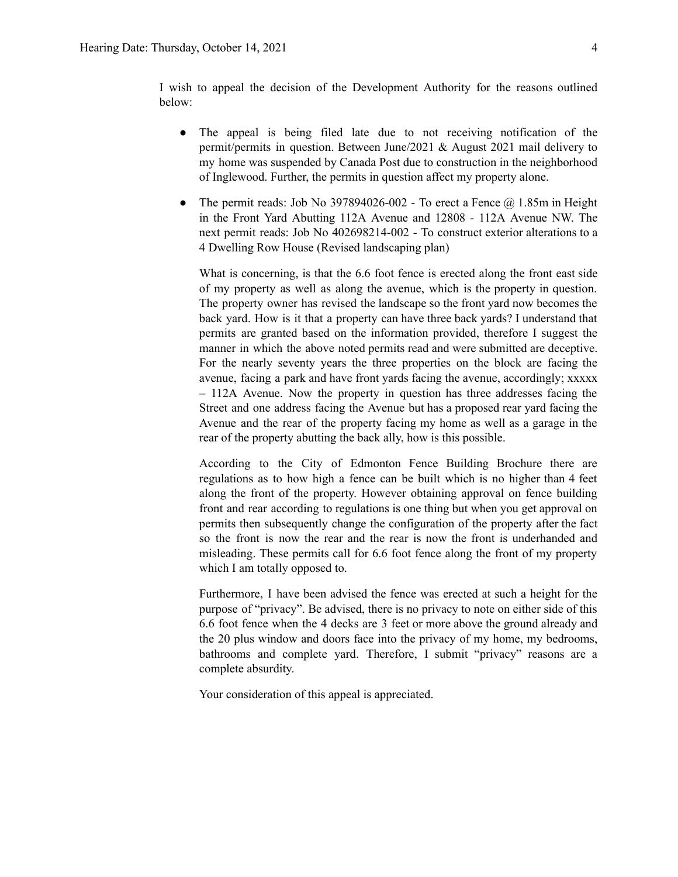I wish to appeal the decision of the Development Authority for the reasons outlined below:

- The appeal is being filed late due to not receiving notification of the permit/permits in question. Between June/2021 & August 2021 mail delivery to my home was suspended by Canada Post due to construction in the neighborhood of Inglewood. Further, the permits in question affect my property alone.

- The permit reads: Job No 397894026-002 - To erect a Fence @ 1.85m in Height in the Front Yard Abutting 112A Avenue and 12808 - 112A Avenue NW. The next permit reads: Job No 402698214-002 - To construct exterior alterations to a 4 Dwelling Row House (Revised landscaping plan)

  What is concerning, is that the 6.6 foot fence is erected along the front east side of my property as well as along the avenue, which is the property in question. The property owner has revised the landscape so the front yard now becomes the back yard. How is it that a property can have three back yards? I understand that permits are granted based on the information provided, therefore I suggest the manner in which the above noted permits read and were submitted are deceptive. For the nearly seventy years the three properties on the block are facing the avenue, facing a park and have front yards facing the avenue, accordingly; xxxxx – 112A Avenue. Now the property in question has three addresses facing the Street and one address facing the Avenue but has a proposed rear yard facing the Avenue and the rear of the property facing my home as well as a garage in the rear of the property abutting the back ally, how is this possible.

  According to the City of Edmonton Fence Building Brochure there are regulations as to how high a fence can be built which is no higher than 4 feet along the front of the property. However obtaining approval on fence building front and rear according to regulations is one thing but when you get approval on permits then subsequently change the configuration of the property after the fact so the front is now the rear and the rear is now the front is underhanded and misleading. These permits call for 6.6 foot fence along the front of my property which I am totally opposed to.

  Furthermore, I have been advised the fence was erected at such a height for the purpose of "privacy". Be advised, there is no privacy to note on either side of this 6.6 foot fence when the 4 decks are 3 feet or more above the ground already and the 20 plus window and doors face into the privacy of my home, my bedrooms, bathrooms and complete yard. Therefore, I submit "privacy" reasons are a complete absurdity.

  Your consideration of this appeal is appreciated.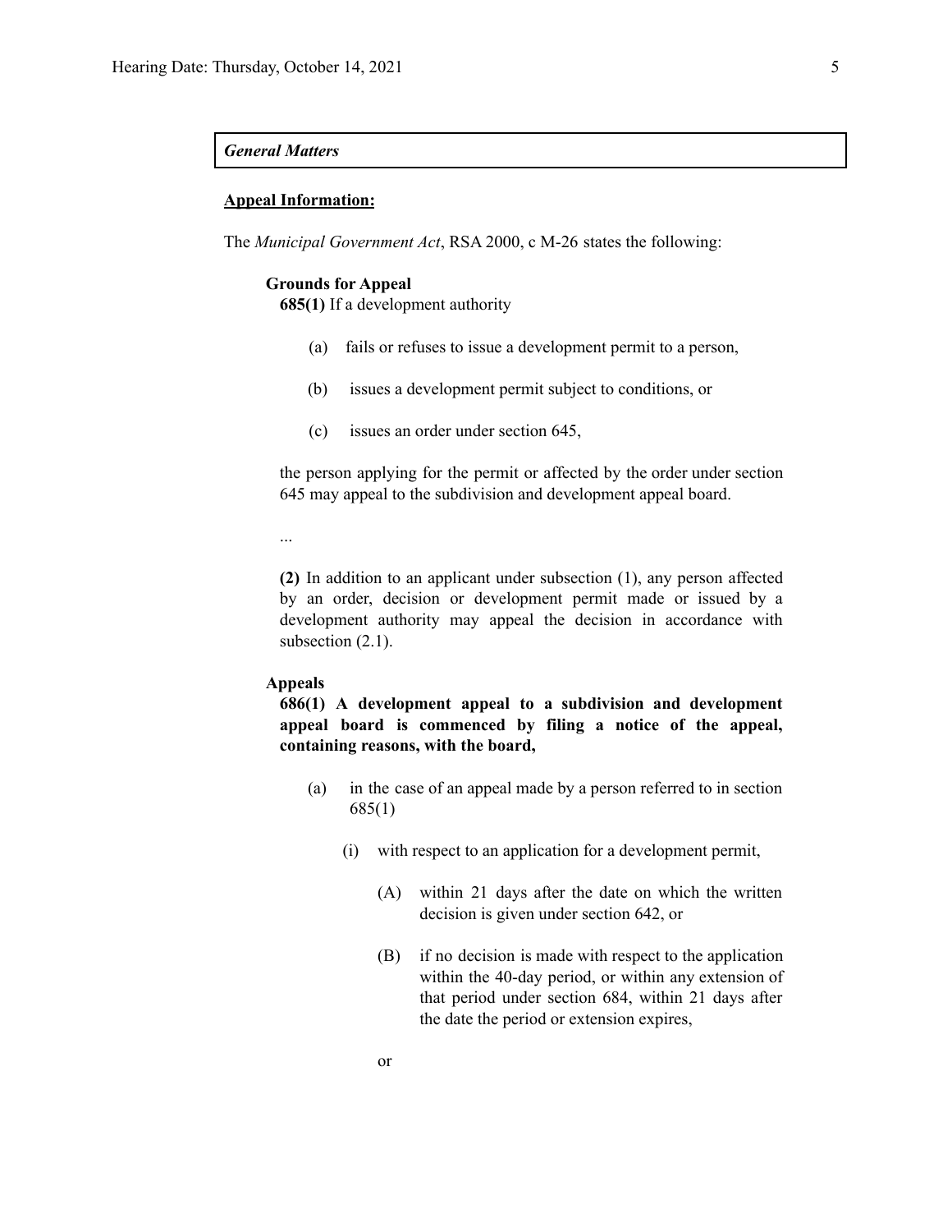*General Matters*

**Appeal Information:**

The *Municipal Government Act*, RSA 2000, c M-26 states the following:

**Grounds for Appeal**

**685(1)** If a development authority

(a) fails or refuses to issue a development permit to a person,

(b) issues a development permit subject to conditions, or

(c) issues an order under section 645,

the person applying for the permit or affected by the order under section 645 may appeal to the subdivision and development appeal board.

...

**(2)** In addition to an applicant under subsection (1), any person affected by an order, decision or development permit made or issued by a development authority may appeal the decision in accordance with subsection (2.1).

**Appeals**

**686(1) A development appeal to a subdivision and development appeal board is commenced by filing a notice of the appeal, containing reasons, with the board,**

(a) in the case of an appeal made by a person referred to in section 685(1)

(i) with respect to an application for a development permit,

(A) within 21 days after the date on which the written decision is given under section 642, or

(B) if no decision is made with respect to the application within the 40-day period, or within any extension of that period under section 684, within 21 days after the date the period or extension expires,

or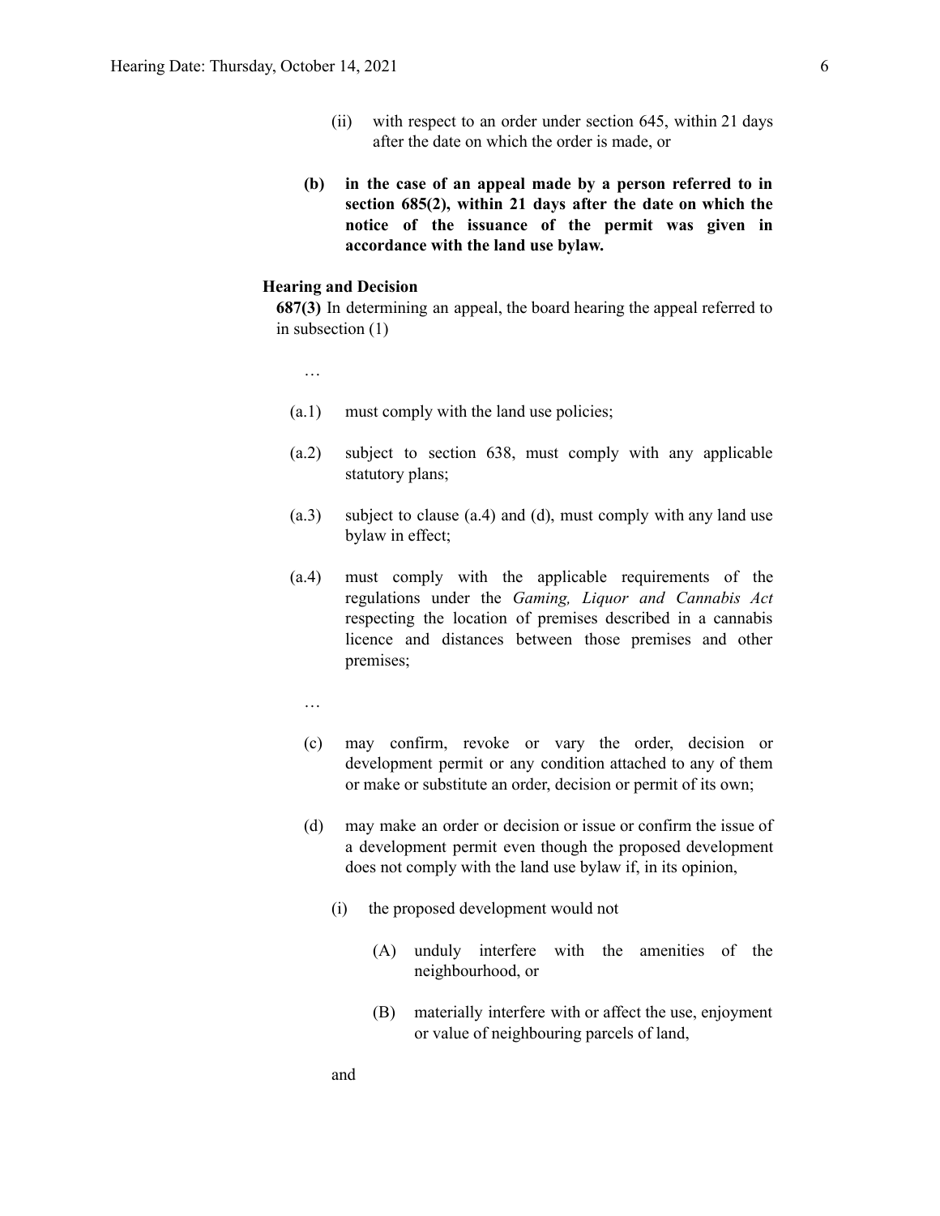(ii) with respect to an order under section 645, within 21 days after the date on which the order is made, or

**(b) in the case of an appeal made by a person referred to in section 685(2), within 21 days after the date on which the notice of the issuance of the permit was given in accordance with the land use bylaw.**

**Hearing and Decision**

**687(3)** In determining an appeal, the board hearing the appeal referred to in subsection (1)

…

(a.1) must comply with the land use policies;

(a.2) subject to section 638, must comply with any applicable statutory plans;

(a.3) subject to clause (a.4) and (d), must comply with any land use bylaw in effect;

(a.4) must comply with the applicable requirements of the regulations under the *Gaming, Liquor and Cannabis Act* respecting the location of premises described in a cannabis licence and distances between those premises and other premises;

…

(c) may confirm, revoke or vary the order, decision or development permit or any condition attached to any of them or make or substitute an order, decision or permit of its own;

(d) may make an order or decision or issue or confirm the issue of a development permit even though the proposed development does not comply with the land use bylaw if, in its opinion,

(i) the proposed development would not

(A) unduly interfere with the amenities of the neighbourhood, or

(B) materially interfere with or affect the use, enjoyment or value of neighbouring parcels of land,

and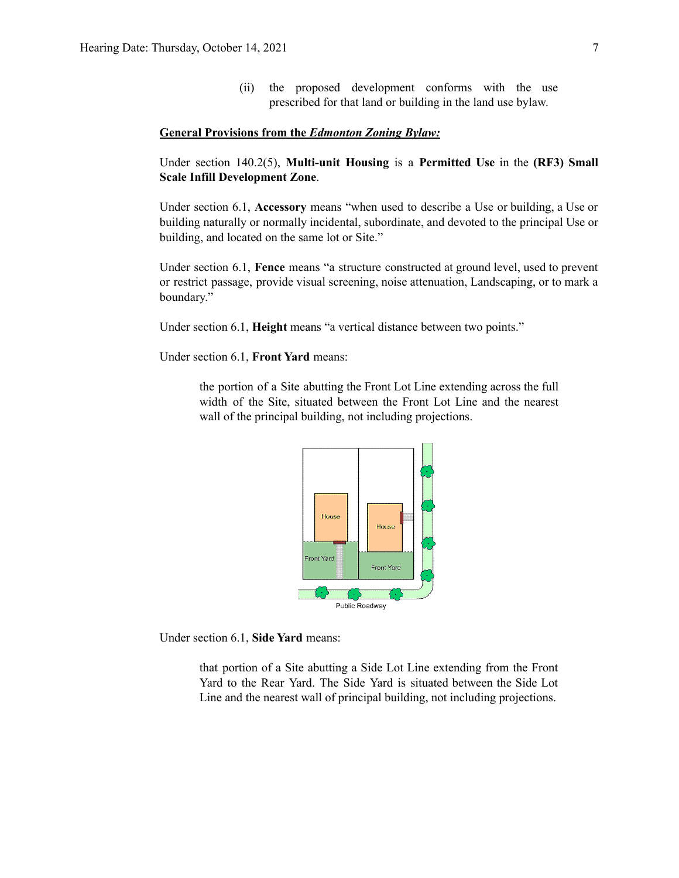(ii) the proposed development conforms with the use prescribed for that land or building in the land use bylaw.

**General Provisions from the *Edmonton Zoning Bylaw:***

Under section 140.2(5), **Multi-unit Housing** is a **Permitted Use** in the **(RF3) Small Scale Infill Development Zone**.

Under section 6.1, **Accessory** means "when used to describe a Use or building, a Use or building naturally or normally incidental, subordinate, and devoted to the principal Use or building, and located on the same lot or Site."

Under section 6.1, **Fence** means "a structure constructed at ground level, used to prevent or restrict passage, provide visual screening, noise attenuation, Landscaping, or to mark a boundary."

Under section 6.1, **Height** means "a vertical distance between two points."

Under section 6.1, **Front Yard** means:

> the portion of a Site abutting the Front Lot Line extending across the full width of the Site, situated between the Front Lot Line and the nearest wall of the principal building, not including projections.

Under section 6.1, **Side Yard** means:

> that portion of a Site abutting a Side Lot Line extending from the Front Yard to the Rear Yard. The Side Yard is situated between the Side Lot Line and the nearest wall of principal building, not including projections.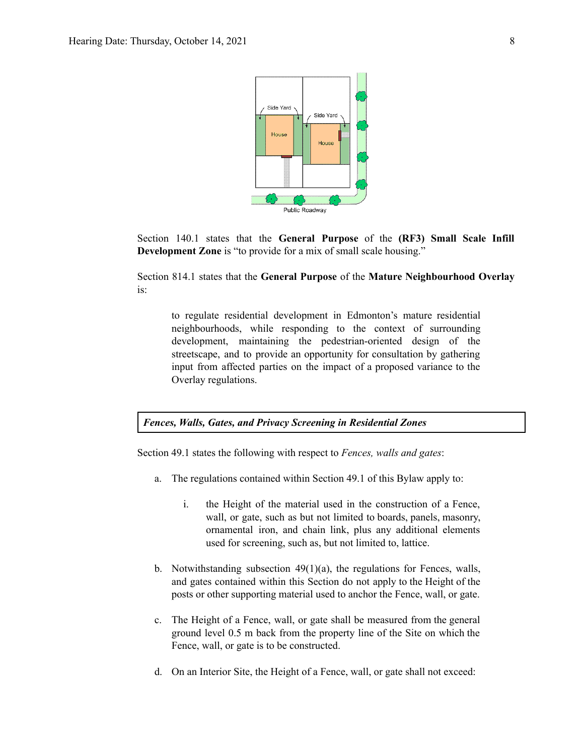Section 140.1 states that the **General Purpose** of the **(RF3) Small Scale Infill Development Zone** is "to provide for a mix of small scale housing."

Section 814.1 states that the **General Purpose** of the **Mature Neighbourhood Overlay** is:

> to regulate residential development in Edmonton's mature residential neighbourhoods, while responding to the context of surrounding development, maintaining the pedestrian-oriented design of the streetscape, and to provide an opportunity for consultation by gathering input from affected parties on the impact of a proposed variance to the Overlay regulations.

***Fences, Walls, Gates, and Privacy Screening in Residential Zones***

Section 49.1 states the following with respect to *Fences, walls and gates*:

a. The regulations contained within Section 49.1 of this Bylaw apply to:

   i. the Height of the material used in the construction of a Fence, wall, or gate, such as but not limited to boards, panels, masonry, ornamental iron, and chain link, plus any additional elements used for screening, such as, but not limited to, lattice.

b. Notwithstanding subsection 49(1)(a), the regulations for Fences, walls, and gates contained within this Section do not apply to the Height of the posts or other supporting material used to anchor the Fence, wall, or gate.

c. The Height of a Fence, wall, or gate shall be measured from the general ground level 0.5 m back from the property line of the Site on which the Fence, wall, or gate is to be constructed.

d. On an Interior Site, the Height of a Fence, wall, or gate shall not exceed: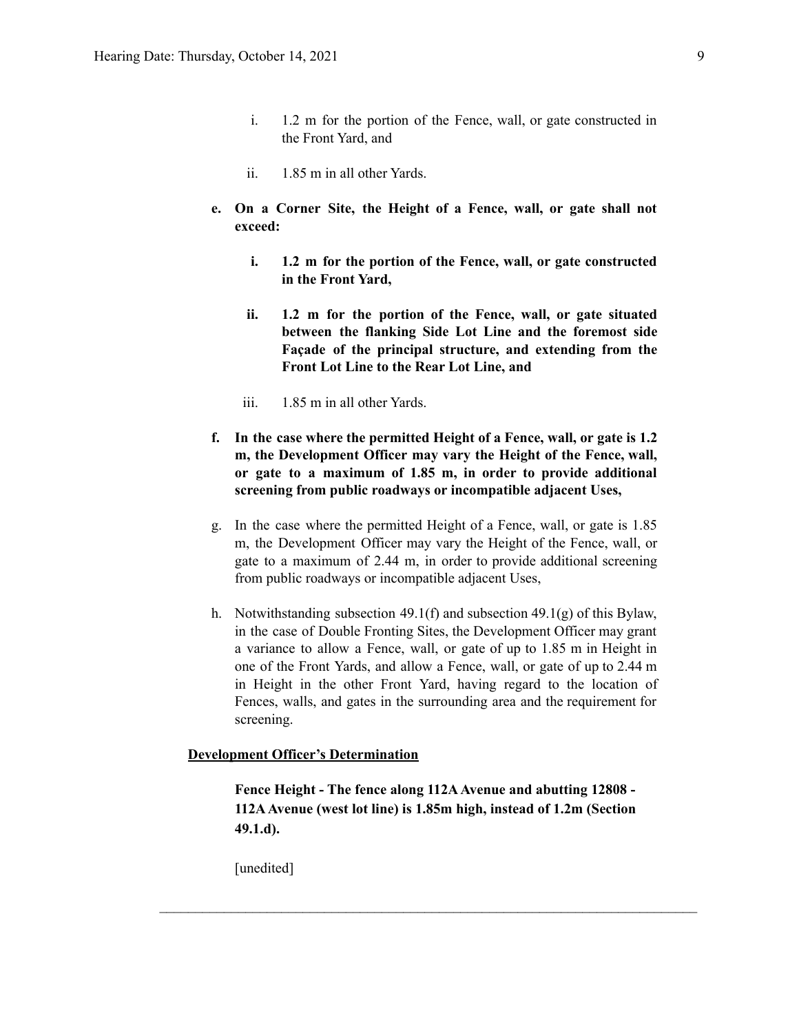i. 1.2 m for the portion of the Fence, wall, or gate constructed in the Front Yard, and

ii. 1.85 m in all other Yards.

**e. On a Corner Site, the Height of a Fence, wall, or gate shall not exceed:**

**i. 1.2 m for the portion of the Fence, wall, or gate constructed in the Front Yard,**

**ii. 1.2 m for the portion of the Fence, wall, or gate situated between the flanking Side Lot Line and the foremost side Façade of the principal structure, and extending from the Front Lot Line to the Rear Lot Line, and**

iii. 1.85 m in all other Yards.

**f. In the case where the permitted Height of a Fence, wall, or gate is 1.2 m, the Development Officer may vary the Height of the Fence, wall, or gate to a maximum of 1.85 m, in order to provide additional screening from public roadways or incompatible adjacent Uses,**

g. In the case where the permitted Height of a Fence, wall, or gate is 1.85 m, the Development Officer may vary the Height of the Fence, wall, or gate to a maximum of 2.44 m, in order to provide additional screening from public roadways or incompatible adjacent Uses,

h. Notwithstanding subsection 49.1(f) and subsection 49.1(g) of this Bylaw, in the case of Double Fronting Sites, the Development Officer may grant a variance to allow a Fence, wall, or gate of up to 1.85 m in Height in one of the Front Yards, and allow a Fence, wall, or gate of up to 2.44 m in Height in the other Front Yard, having regard to the location of Fences, walls, and gates in the surrounding area and the requirement for screening.

**Development Officer's Determination**

**Fence Height - The fence along 112A Avenue and abutting 12808 - 112A Avenue (west lot line) is 1.85m high, instead of 1.2m (Section 49.1.d).**

[unedited]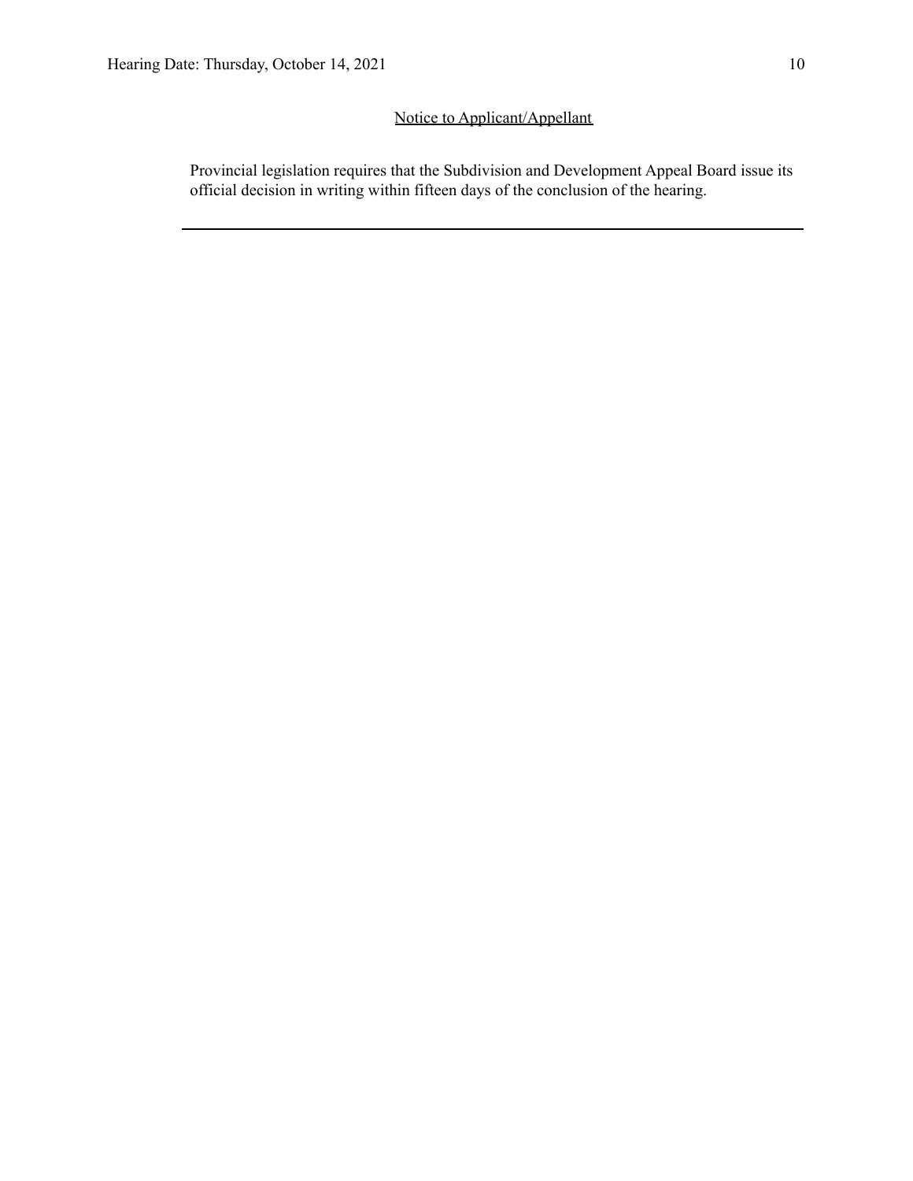Notice to Applicant/Appellant

Provincial legislation requires that the Subdivision and Development Appeal Board issue its official decision in writing within fifteen days of the conclusion of the hearing.

---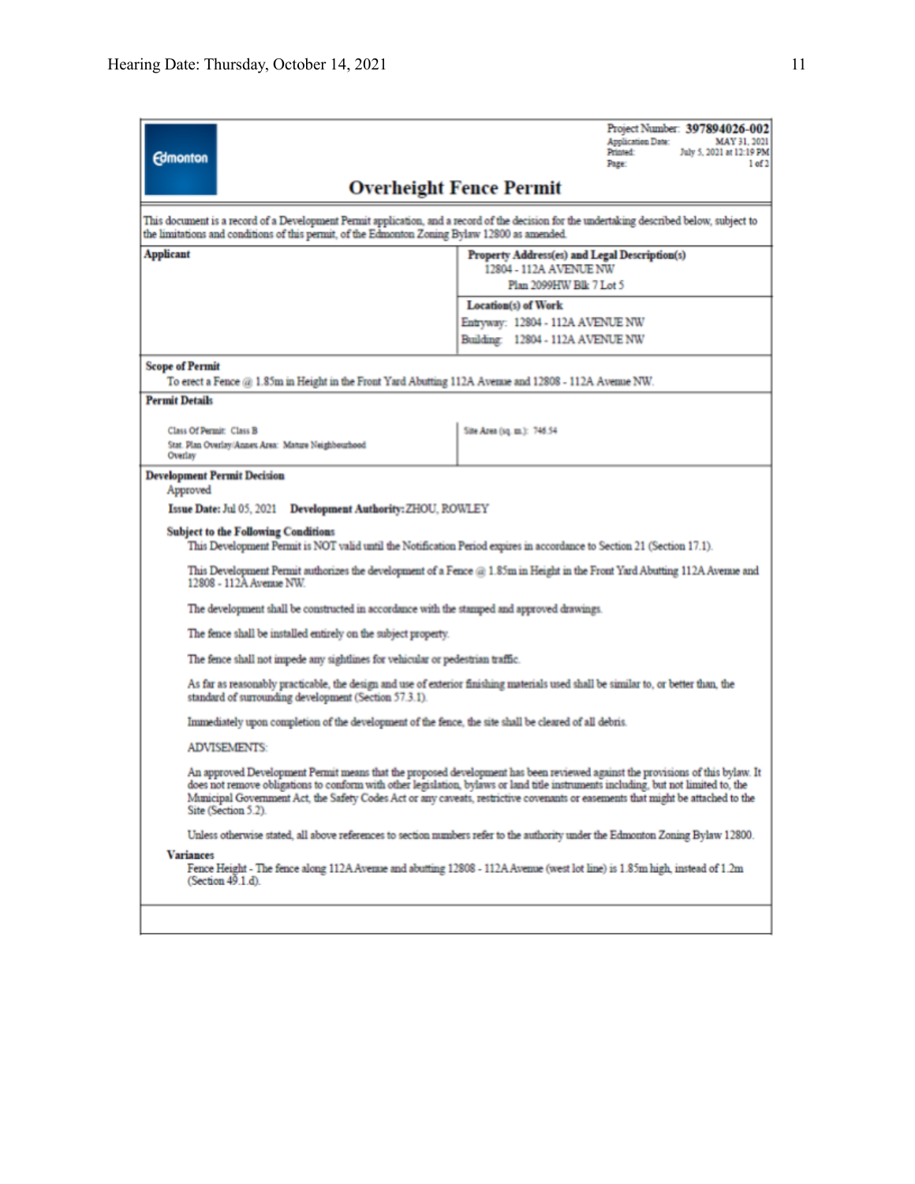Edmonton

Project Number: **397894026-002**
Application Date: MAY 31, 2021
Printed: July 5, 2021 at 12:19 PM
Page: 1 of 2

# Overheight Fence Permit

This document is a record of a Development Permit application, and a record of the decision for the undertaking described below, subject to the limitations and conditions of this permit, of the Edmonton Zoning Bylaw 12800 as amended.

| **Applicant** | **Property Address(es) and Legal Description(s)** |
|---|---|
| | 12804 - 112A AVENUE NW<br>Plan 2099HW Blk 7 Lot 5 |
| | **Location(s) of Work**<br>Entryway: 12804 - 112A AVENUE NW<br>Building: 12804 - 112A AVENUE NW |

**Scope of Permit**

To erect a Fence @ 1.85m in Height in the Front Yard Abutting 112A Avenue and 12808 - 112A Avenue NW.

**Permit Details**

| | |
|---|---|
| Class Of Permit: Class B<br>Stat. Plan Overlay/Annex Area: Mature Neighbourhood Overlay | Site Area (sq. m.): 746.54 |

**Development Permit Decision**

Approved

**Issue Date:** Jul 05, 2021 **Development Authority:** ZHOU, ROWLEY

**Subject to the Following Conditions**

This Development Permit is NOT valid until the Notification Period expires in accordance to Section 21 (Section 17.1).

This Development Permit authorizes the development of a Fence @ 1.85m in Height in the Front Yard Abutting 112A Avenue and 12808 - 112A Avenue NW.

The development shall be constructed in accordance with the stamped and approved drawings.

The fence shall be installed entirely on the subject property.

The fence shall not impede any sightlines for vehicular or pedestrian traffic.

As far as reasonably practicable, the design and use of exterior finishing materials used shall be similar to, or better than, the standard of surrounding development (Section 57.3.1).

Immediately upon completion of the development of the fence, the site shall be cleared of all debris.

ADVISEMENTS:

An approved Development Permit means that the proposed development has been reviewed against the provisions of this bylaw. It does not remove obligations to conform with other legislation, bylaws or land title instruments including, but not limited to, the Municipal Government Act, the Safety Codes Act or any caveats, restrictive covenants or easements that might be attached to the Site (Section 5.2).

Unless otherwise stated, all above references to section numbers refer to the authority under the Edmonton Zoning Bylaw 12800.

**Variances**

Fence Height - The fence along 112A Avenue and abutting 12808 - 112A Avenue (west lot line) is 1.85m high, instead of 1.2m (Section 49.1.d).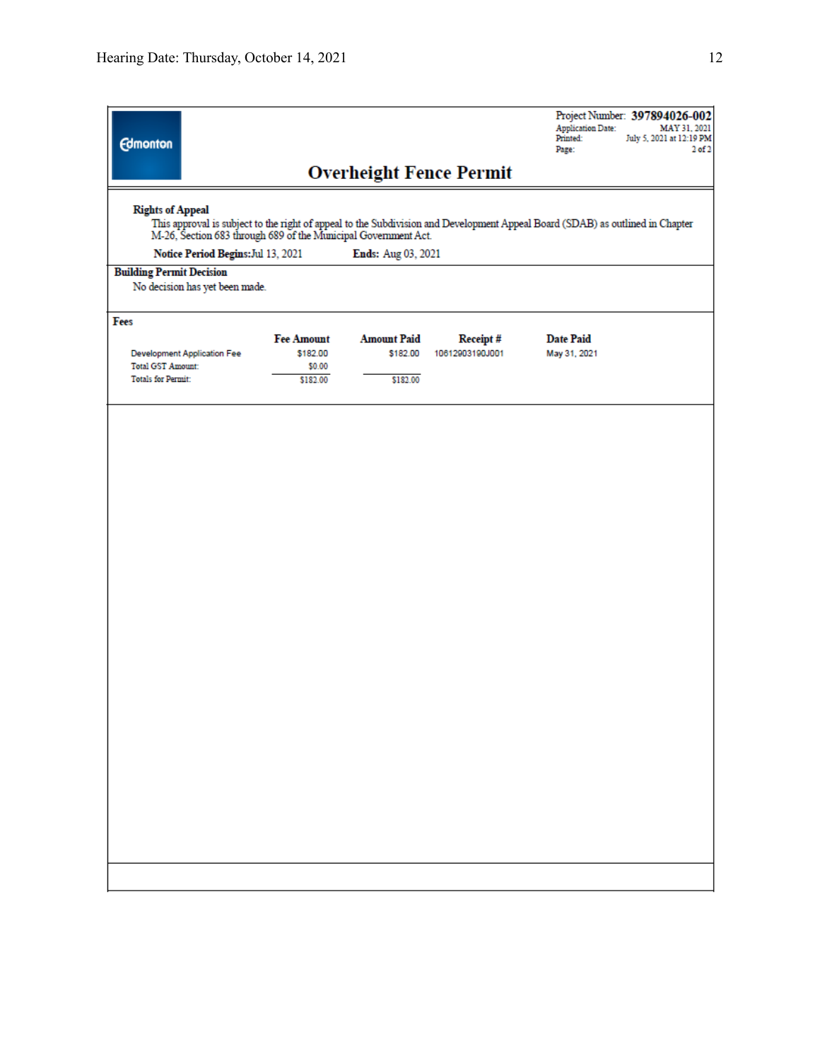Edmonton

Project Number: **397894026-002**
Application Date: MAY 31, 2021
Printed: July 5, 2021 at 12:19 PM
Page: 2 of 2

# Overheight Fence Permit

**Rights of Appeal**

This approval is subject to the right of appeal to the Subdivision and Development Appeal Board (SDAB) as outlined in Chapter M-26, Section 683 through 689 of the Municipal Government Act.

**Notice Period Begins:** Jul 13, 2021 **Ends:** Aug 03, 2021

**Building Permit Decision**

No decision has yet been made.

**Fees**

| | Fee Amount | Amount Paid | Receipt # | Date Paid |
|---|---|---|---|---|
| Development Application Fee | $182.00 | $182.00 | 10612903190J001 | May 31, 2021 |
| Total GST Amount: | $0.00 | | | |
| Totals for Permit: | $182.00 | $182.00 | | |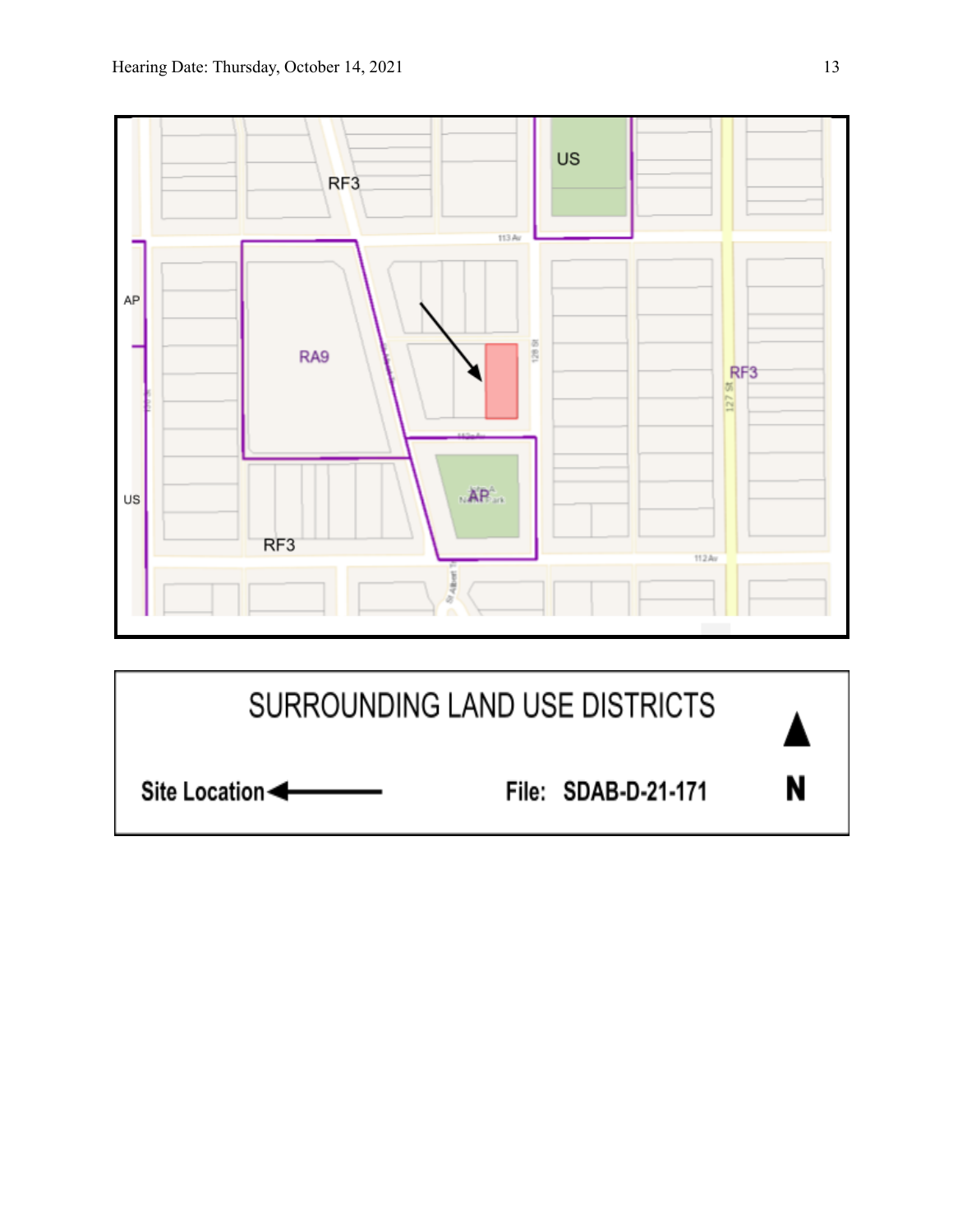RF3

US

AP

RA9

RF3

US

AP

RF3

113 Av

128 St

127 St

112 Av

SURROUNDING LAND USE DISTRICTS

Site Location

File: SDAB-D-21-171

N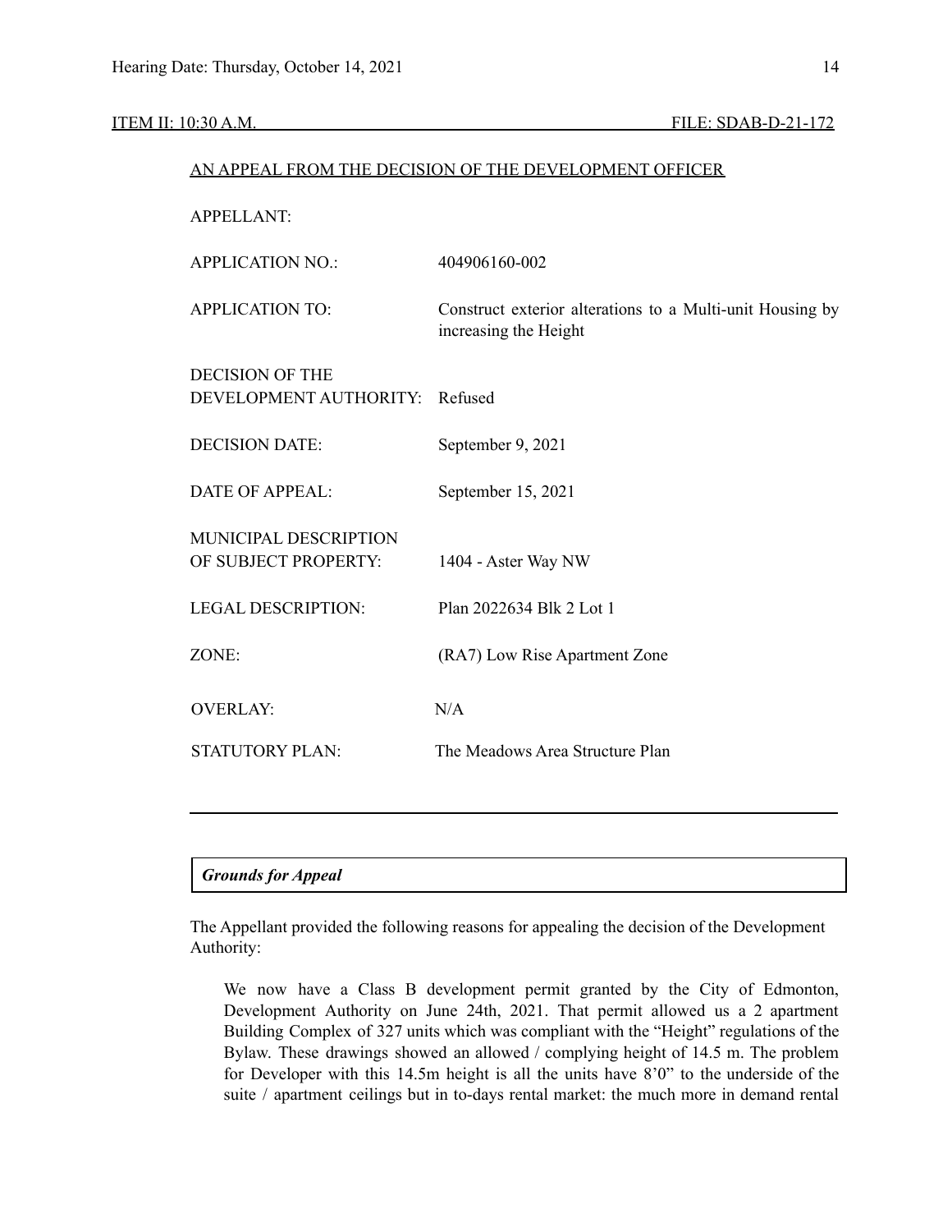ITEM II: 10:30 A.M. FILE: SDAB-D-21-172

AN APPEAL FROM THE DECISION OF THE DEVELOPMENT OFFICER

| | |
|---|---|
| APPELLANT: | |
| APPLICATION NO.: | 404906160-002 |
| APPLICATION TO: | Construct exterior alterations to a Multi-unit Housing by increasing the Height |
| DECISION OF THE DEVELOPMENT AUTHORITY: | Refused |
| DECISION DATE: | September 9, 2021 |
| DATE OF APPEAL: | September 15, 2021 |
| MUNICIPAL DESCRIPTION OF SUBJECT PROPERTY: | 1404 - Aster Way NW |
| LEGAL DESCRIPTION: | Plan 2022634 Blk 2 Lot 1 |
| ZONE: | (RA7) Low Rise Apartment Zone |
| OVERLAY: | N/A |
| STATUTORY PLAN: | The Meadows Area Structure Plan |

---

***Grounds for Appeal***

The Appellant provided the following reasons for appealing the decision of the Development Authority:

> We now have a Class B development permit granted by the City of Edmonton, Development Authority on June 24th, 2021. That permit allowed us a 2 apartment Building Complex of 327 units which was compliant with the "Height" regulations of the Bylaw. These drawings showed an allowed / complying height of 14.5 m. The problem for Developer with this 14.5m height is all the units have 8'0" to the underside of the suite / apartment ceilings but in to-days rental market: the much more in demand rental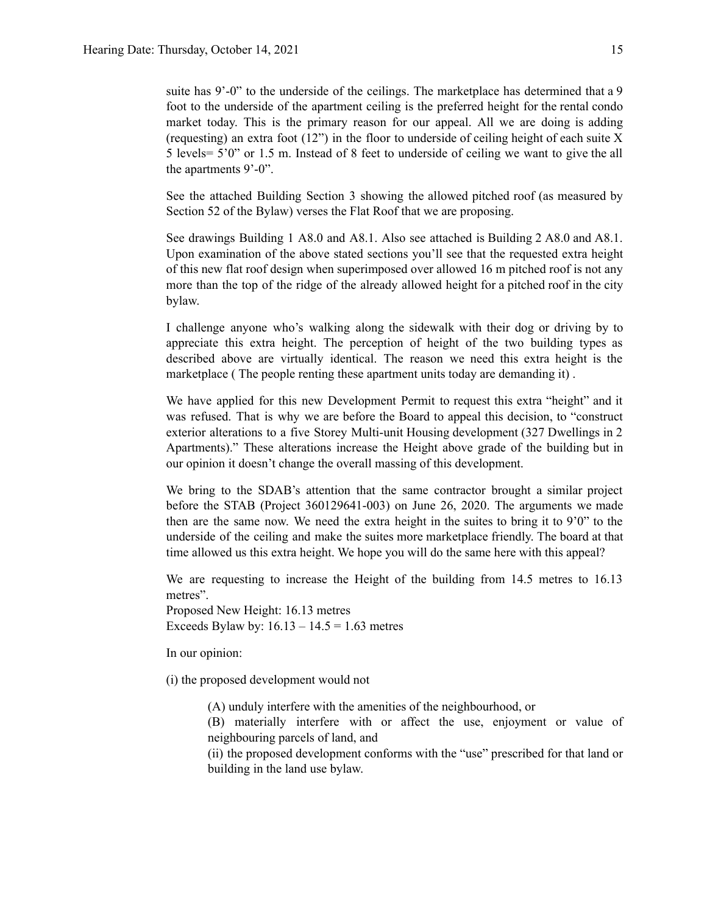suite has 9'-0" to the underside of the ceilings. The marketplace has determined that a 9 foot to the underside of the apartment ceiling is the preferred height for the rental condo market today. This is the primary reason for our appeal. All we are doing is adding (requesting) an extra foot (12") in the floor to underside of ceiling height of each suite X 5 levels= 5'0" or 1.5 m. Instead of 8 feet to underside of ceiling we want to give the all the apartments 9'-0".

See the attached Building Section 3 showing the allowed pitched roof (as measured by Section 52 of the Bylaw) verses the Flat Roof that we are proposing.

See drawings Building 1 A8.0 and A8.1. Also see attached is Building 2 A8.0 and A8.1. Upon examination of the above stated sections you'll see that the requested extra height of this new flat roof design when superimposed over allowed 16 m pitched roof is not any more than the top of the ridge of the already allowed height for a pitched roof in the city bylaw.

I challenge anyone who's walking along the sidewalk with their dog or driving by to appreciate this extra height. The perception of height of the two building types as described above are virtually identical. The reason we need this extra height is the marketplace ( The people renting these apartment units today are demanding it) .

We have applied for this new Development Permit to request this extra "height" and it was refused. That is why we are before the Board to appeal this decision, to "construct exterior alterations to a five Storey Multi-unit Housing development (327 Dwellings in 2 Apartments)." These alterations increase the Height above grade of the building but in our opinion it doesn't change the overall massing of this development.

We bring to the SDAB's attention that the same contractor brought a similar project before the STAB (Project 360129641-003) on June 26, 2020. The arguments we made then are the same now. We need the extra height in the suites to bring it to 9'0" to the underside of the ceiling and make the suites more marketplace friendly. The board at that time allowed us this extra height. We hope you will do the same here with this appeal?

We are requesting to increase the Height of the building from 14.5 metres to 16.13 metres".
Proposed New Height: 16.13 metres
Exceeds Bylaw by: 16.13 – 14.5 = 1.63 metres

In our opinion:

(i) the proposed development would not

> (A) unduly interfere with the amenities of the neighbourhood, or
> (B) materially interfere with or affect the use, enjoyment or value of neighbouring parcels of land, and
> (ii) the proposed development conforms with the "use" prescribed for that land or building in the land use bylaw.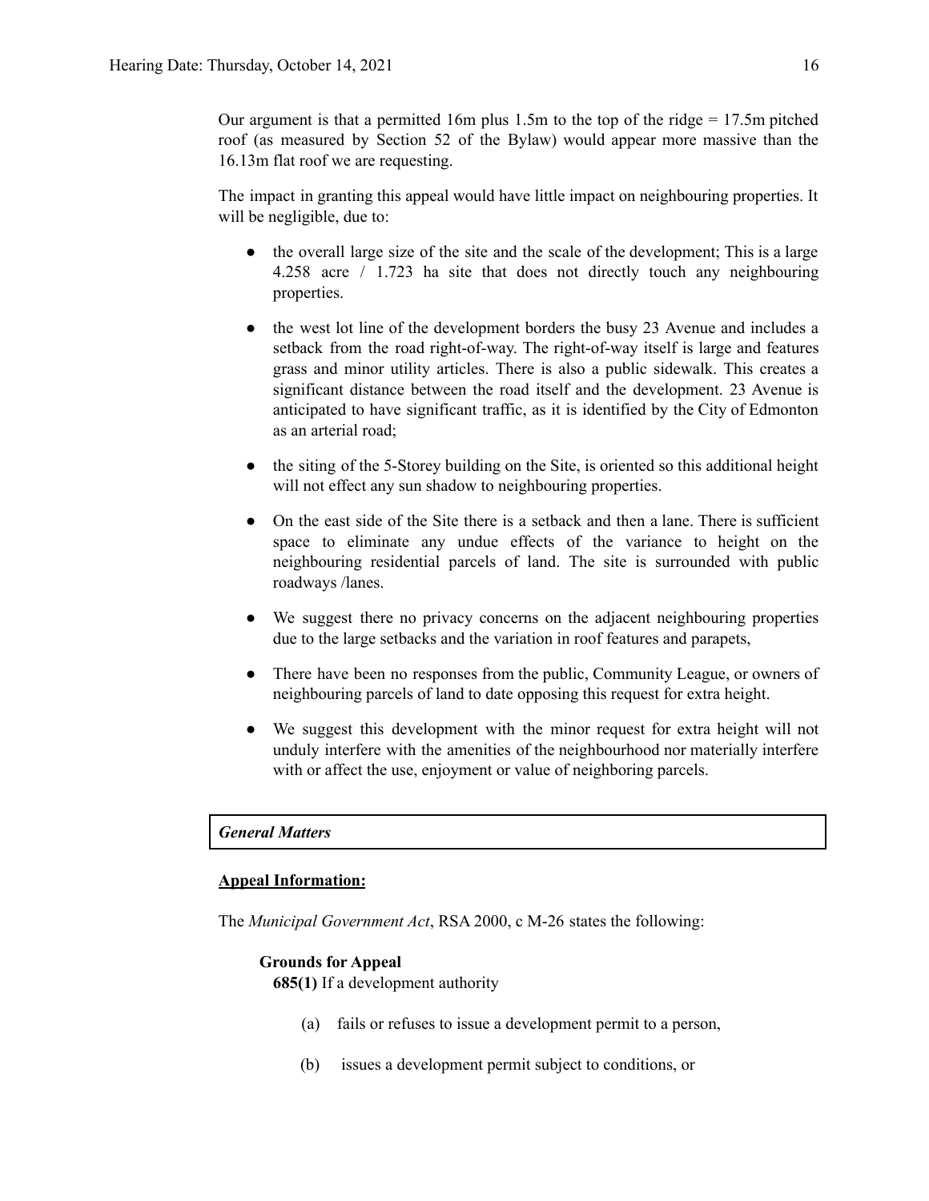Our argument is that a permitted 16m plus 1.5m to the top of the ridge = 17.5m pitched roof (as measured by Section 52 of the Bylaw) would appear more massive than the 16.13m flat roof we are requesting.

The impact in granting this appeal would have little impact on neighbouring properties. It will be negligible, due to:

- the overall large size of the site and the scale of the development; This is a large 4.258 acre / 1.723 ha site that does not directly touch any neighbouring properties.
- the west lot line of the development borders the busy 23 Avenue and includes a setback from the road right-of-way. The right-of-way itself is large and features grass and minor utility articles. There is also a public sidewalk. This creates a significant distance between the road itself and the development. 23 Avenue is anticipated to have significant traffic, as it is identified by the City of Edmonton as an arterial road;
- the siting of the 5-Storey building on the Site, is oriented so this additional height will not effect any sun shadow to neighbouring properties.
- On the east side of the Site there is a setback and then a lane. There is sufficient space to eliminate any undue effects of the variance to height on the neighbouring residential parcels of land. The site is surrounded with public roadways /lanes.
- We suggest there no privacy concerns on the adjacent neighbouring properties due to the large setbacks and the variation in roof features and parapets,
- There have been no responses from the public, Community League, or owners of neighbouring parcels of land to date opposing this request for extra height.
- We suggest this development with the minor request for extra height will not unduly interfere with the amenities of the neighbourhood nor materially interfere with or affect the use, enjoyment or value of neighboring parcels.

***General Matters***

**Appeal Information:**

The *Municipal Government Act*, RSA 2000, c M-26 states the following:

**Grounds for Appeal**

**685(1)** If a development authority

(a) fails or refuses to issue a development permit to a person,

(b) issues a development permit subject to conditions, or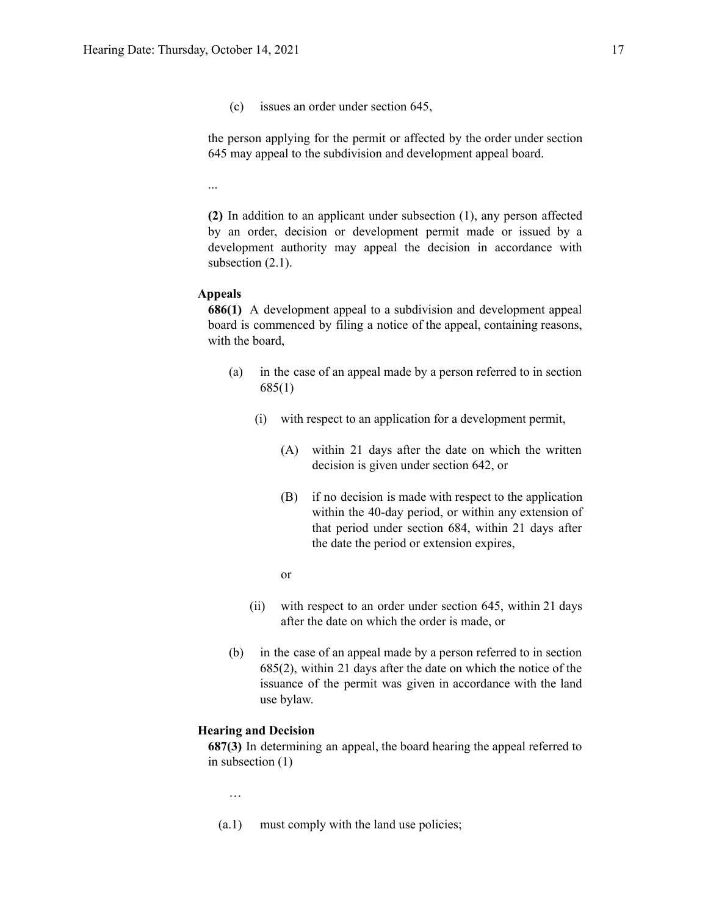(c) issues an order under section 645,

the person applying for the permit or affected by the order under section 645 may appeal to the subdivision and development appeal board.

...

**(2)** In addition to an applicant under subsection (1), any person affected by an order, decision or development permit made or issued by a development authority may appeal the decision in accordance with subsection (2.1).

**Appeals**

**686(1)** A development appeal to a subdivision and development appeal board is commenced by filing a notice of the appeal, containing reasons, with the board,

(a) in the case of an appeal made by a person referred to in section 685(1)

(i) with respect to an application for a development permit,

(A) within 21 days after the date on which the written decision is given under section 642, or

(B) if no decision is made with respect to the application within the 40-day period, or within any extension of that period under section 684, within 21 days after the date the period or extension expires,

or

(ii) with respect to an order under section 645, within 21 days after the date on which the order is made, or

(b) in the case of an appeal made by a person referred to in section 685(2), within 21 days after the date on which the notice of the issuance of the permit was given in accordance with the land use bylaw.

**Hearing and Decision**

**687(3)** In determining an appeal, the board hearing the appeal referred to in subsection (1)

…

(a.1) must comply with the land use policies;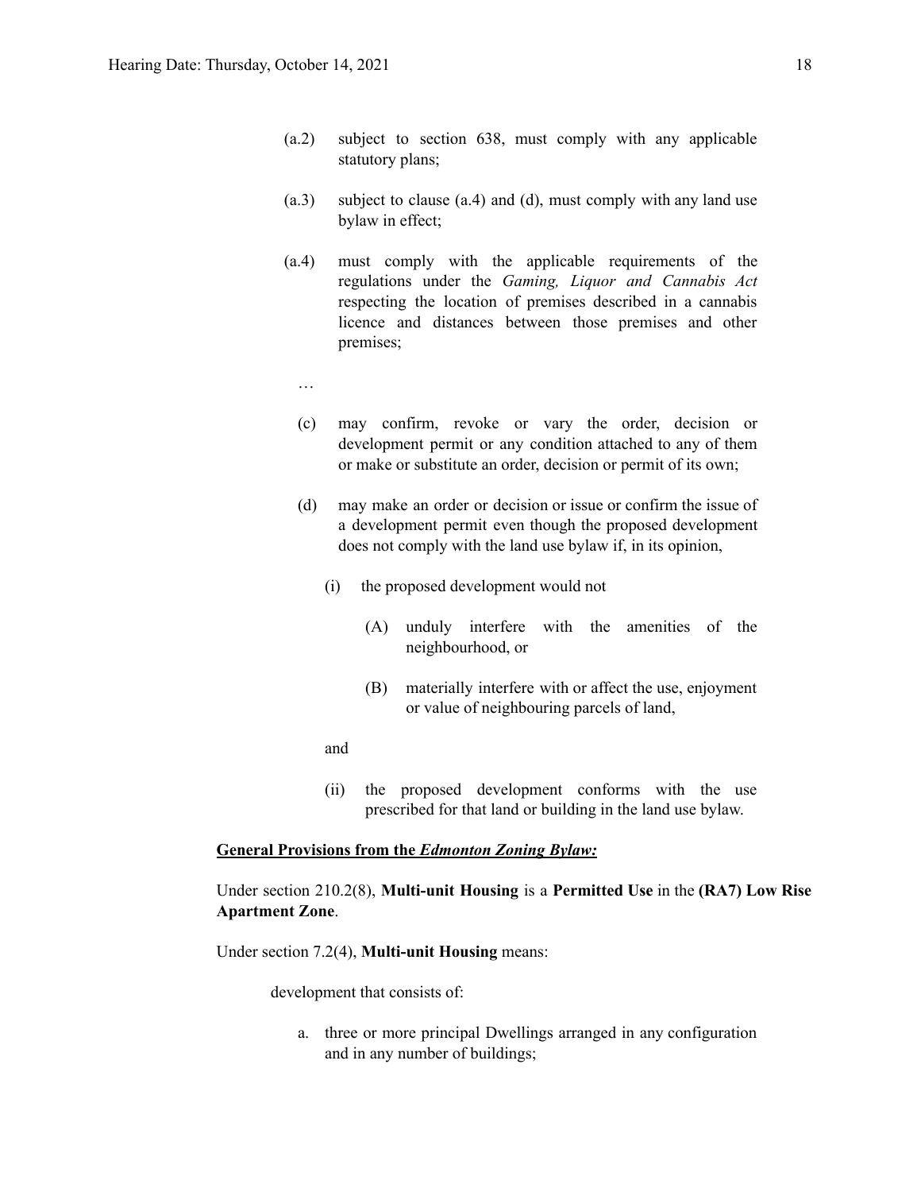(a.2) subject to section 638, must comply with any applicable statutory plans;

(a.3) subject to clause (a.4) and (d), must comply with any land use bylaw in effect;

(a.4) must comply with the applicable requirements of the regulations under the *Gaming, Liquor and Cannabis Act* respecting the location of premises described in a cannabis licence and distances between those premises and other premises;

…

(c) may confirm, revoke or vary the order, decision or development permit or any condition attached to any of them or make or substitute an order, decision or permit of its own;

(d) may make an order or decision or issue or confirm the issue of a development permit even though the proposed development does not comply with the land use bylaw if, in its opinion,

(i) the proposed development would not

(A) unduly interfere with the amenities of the neighbourhood, or

(B) materially interfere with or affect the use, enjoyment or value of neighbouring parcels of land,

and

(ii) the proposed development conforms with the use prescribed for that land or building in the land use bylaw.

**General Provisions from the *Edmonton Zoning Bylaw:***

Under section 210.2(8), **Multi-unit Housing** is a **Permitted Use** in the **(RA7) Low Rise Apartment Zone**.

Under section 7.2(4), **Multi-unit Housing** means:

development that consists of:

a. three or more principal Dwellings arranged in any configuration and in any number of buildings;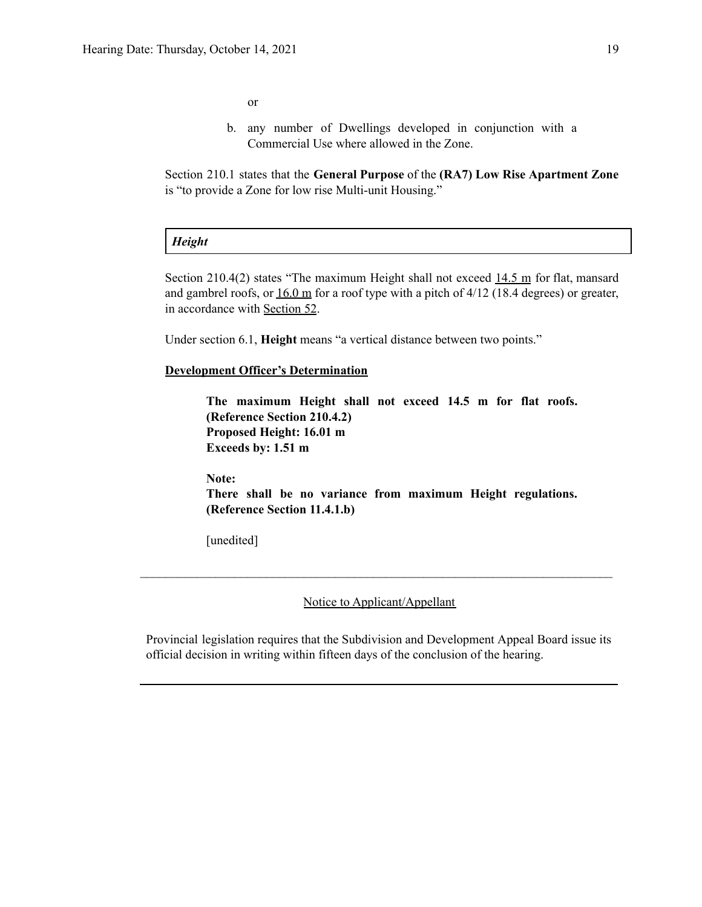or

b. any number of Dwellings developed in conjunction with a Commercial Use where allowed in the Zone.

Section 210.1 states that the **General Purpose** of the **(RA7) Low Rise Apartment Zone** is "to provide a Zone for low rise Multi-unit Housing."

| ***Height*** |
|---|

Section 210.4(2) states "The maximum Height shall not exceed 14.5 m for flat, mansard and gambrel roofs, or 16.0 m for a roof type with a pitch of 4/12 (18.4 degrees) or greater, in accordance with Section 52.

Under section 6.1, **Height** means "a vertical distance between two points."

**Development Officer's Determination**

> **The maximum Height shall not exceed 14.5 m for flat roofs. (Reference Section 210.4.2)**
> **Proposed Height: 16.01 m**
> **Exceeds by: 1.51 m**
>
> **Note:**
> **There shall be no variance from maximum Height regulations. (Reference Section 11.4.1.b)**
>
> [unedited]

---

Notice to Applicant/Appellant

Provincial legislation requires that the Subdivision and Development Appeal Board issue its official decision in writing within fifteen days of the conclusion of the hearing.

---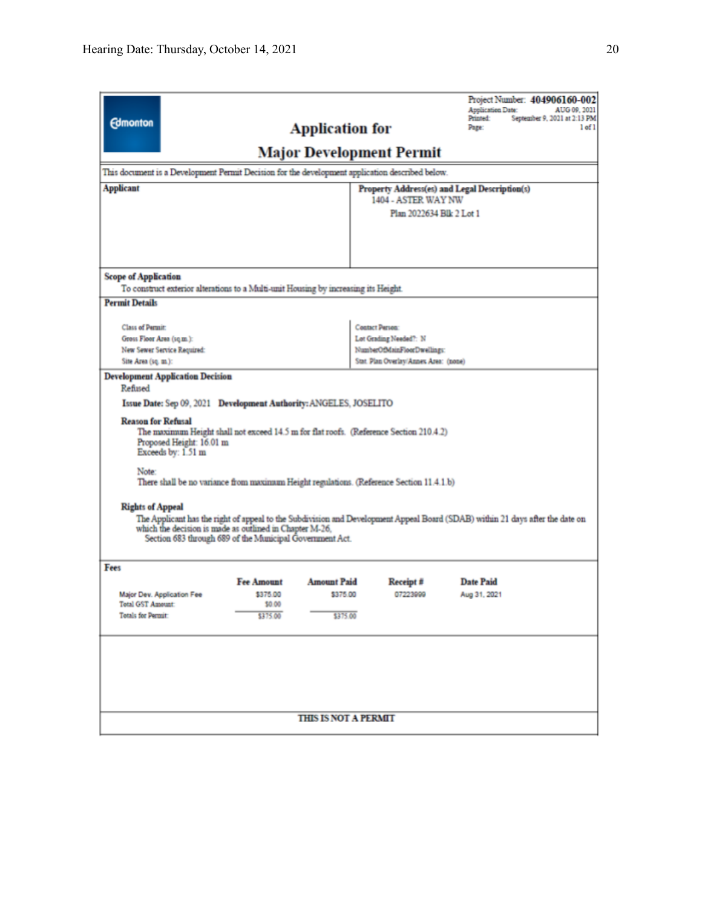**Edmonton**

Project Number: **404906160-002**
Application Date: AUG 09, 2021
Printed: September 9, 2021 at 2:13 PM
Page: 1 of 1

# Application for Major Development Permit

This document is a Development Permit Decision for the development application described below.

| **Applicant** | **Property Address(es) and Legal Description(s)** |
|---|---|
| | 1404 - ASTER WAY NW<br>Plan 2022634 Blk 2 Lot 1 |

**Scope of Application**

To construct exterior alterations to a Multi-unit Housing by increasing its Height.

**Permit Details**

| | |
|---|---|
| Class of Permit: | Contact Person: |
| Gross Floor Area (sq.m.): | Lot Grading Needed?: N |
| New Sewer Service Required: | NumberOfMainFloorDwellings: |
| Site Area (sq. m.): | Stat. Plan Overlay/Annex Area: (none) |

**Development Application Decision**

Refused

**Issue Date:** Sep 09, 2021 **Development Authority:** ANGELES, JOSELITO

**Reason for Refusal**

The maximum Height shall not exceed 14.5 m for flat roofs. (Reference Section 210.4.2)
Proposed Height: 16.01 m
Exceeds by: 1.51 m

Note:
There shall be no variance from maximum Height regulations. (Reference Section 11.4.1.b)

**Rights of Appeal**

The Applicant has the right of appeal to the Subdivision and Development Appeal Board (SDAB) within 21 days after the date on which the decision is made as outlined in Chapter M-26, Section 683 through 689 of the Municipal Government Act.

**Fees**

| | Fee Amount | Amount Paid | Receipt # | Date Paid |
|---|---|---|---|---|
| Major Dev. Application Fee | $375.00 | $375.00 | 07223999 | Aug 31, 2021 |
| Total GST Amount: | $0.00 | | | |
| Totals for Permit: | $375.00 | $375.00 | | |

**THIS IS NOT A PERMIT**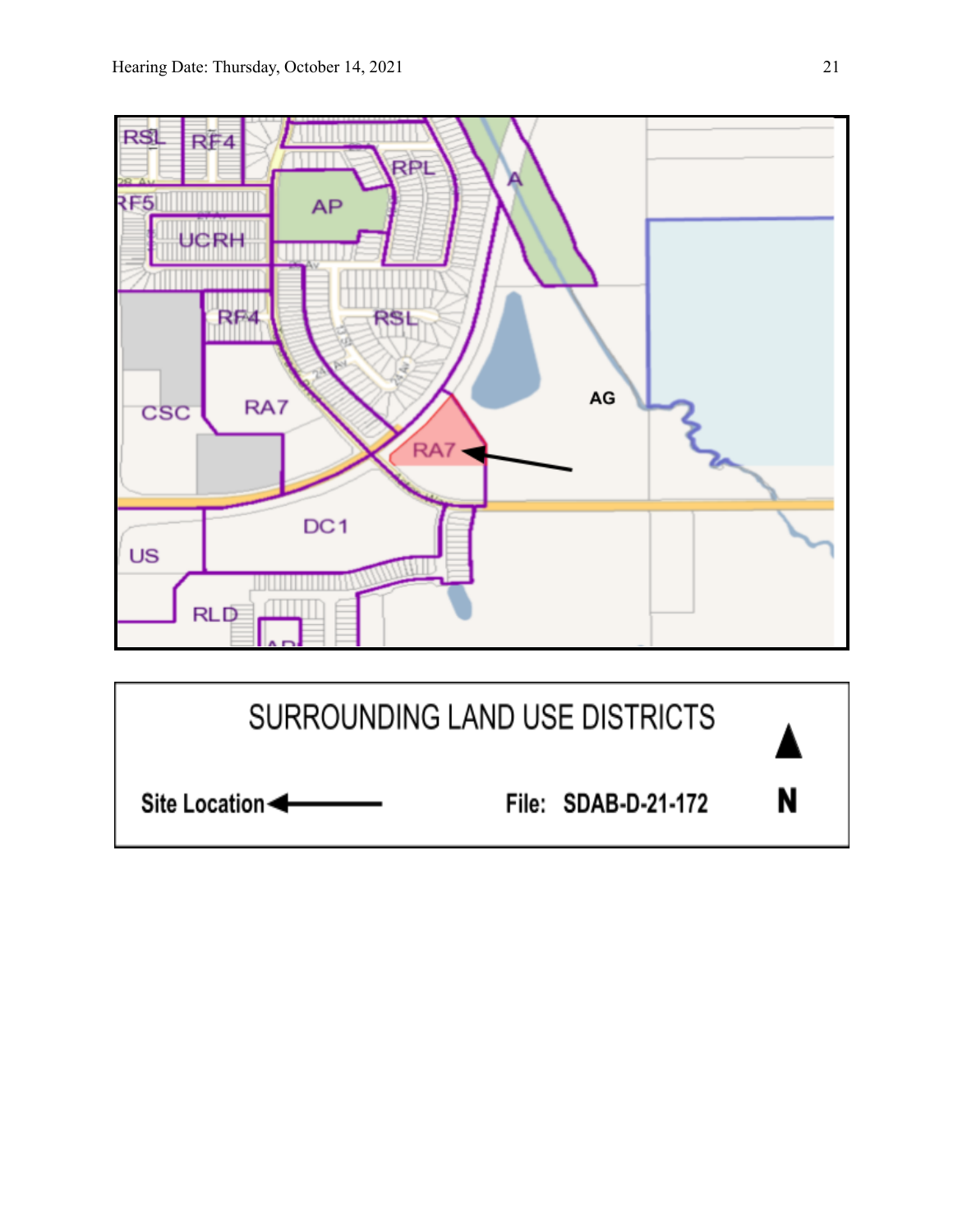RSL
RF4
RF5
UCRH
AP
RPL
A
RF4
RSL
AG
CSC
RA7
RA7
DC1
US
RLD
AP

SURROUNDING LAND USE DISTRICTS

Site Location

File: SDAB-D-21-172

N